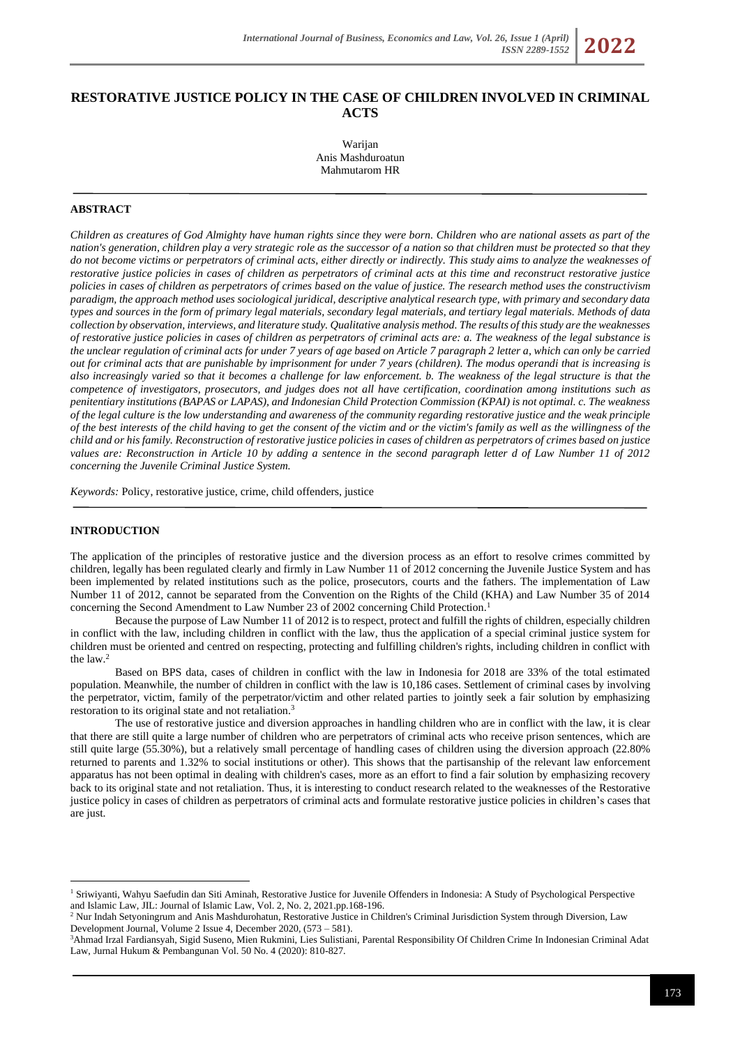# RESTORATIVE JUSTICE POLICY IN THE CASE OF CHILDREN INVOLVED IN CRIMINAL ACTS

Warijan
Anis Mashduroatun
Mahmutarom HR

## ABSTRACT

*Children as creatures of God Almighty have human rights since they were born. Children who are national assets as part of the nation's generation, children play a very strategic role as the successor of a nation so that children must be protected so that they do not become victims or perpetrators of criminal acts, either directly or indirectly. This study aims to analyze the weaknesses of restorative justice policies in cases of children as perpetrators of criminal acts at this time and reconstruct restorative justice policies in cases of children as perpetrators of crimes based on the value of justice. The research method uses the constructivism paradigm, the approach method uses sociological juridical, descriptive analytical research type, with primary and secondary data types and sources in the form of primary legal materials, secondary legal materials, and tertiary legal materials. Methods of data collection by observation, interviews, and literature study. Qualitative analysis method. The results of this study are the weaknesses of restorative justice policies in cases of children as perpetrators of criminal acts are: a. The weakness of the legal substance is the unclear regulation of criminal acts for under 7 years of age based on Article 7 paragraph 2 letter a, which can only be carried out for criminal acts that are punishable by imprisonment for under 7 years (children). The modus operandi that is increasing is also increasingly varied so that it becomes a challenge for law enforcement. b. The weakness of the legal structure is that the competence of investigators, prosecutors, and judges does not all have certification, coordination among institutions such as penitentiary institutions (BAPAS or LAPAS), and Indonesian Child Protection Commission (KPAI) is not optimal. c. The weakness of the legal culture is the low understanding and awareness of the community regarding restorative justice and the weak principle of the best interests of the child having to get the consent of the victim and or the victim's family as well as the willingness of the child and or his family. Reconstruction of restorative justice policies in cases of children as perpetrators of crimes based on justice values are: Reconstruction in Article 10 by adding a sentence in the second paragraph letter d of Law Number 11 of 2012 concerning the Juvenile Criminal Justice System.*

*Keywords:* Policy, restorative justice, crime, child offenders, justice

## INTRODUCTION

The application of the principles of restorative justice and the diversion process as an effort to resolve crimes committed by children, legally has been regulated clearly and firmly in Law Number 11 of 2012 concerning the Juvenile Justice System and has been implemented by related institutions such as the police, prosecutors, courts and the fathers. The implementation of Law Number 11 of 2012, cannot be separated from the Convention on the Rights of the Child (KHA) and Law Number 35 of 2014 concerning the Second Amendment to Law Number 23 of 2002 concerning Child Protection.[1]

Because the purpose of Law Number 11 of 2012 is to respect, protect and fulfill the rights of children, especially children in conflict with the law, including children in conflict with the law, thus the application of a special criminal justice system for children must be oriented and centred on respecting, protecting and fulfilling children's rights, including children in conflict with the law.[2]

Based on BPS data, cases of children in conflict with the law in Indonesia for 2018 are 33% of the total estimated population. Meanwhile, the number of children in conflict with the law is 10,186 cases. Settlement of criminal cases by involving the perpetrator, victim, family of the perpetrator/victim and other related parties to jointly seek a fair solution by emphasizing restoration to its original state and not retaliation.[3]

The use of restorative justice and diversion approaches in handling children who are in conflict with the law, it is clear that there are still quite a large number of children who are perpetrators of criminal acts who receive prison sentences, which are still quite large (55.30%), but a relatively small percentage of handling cases of children using the diversion approach (22.80% returned to parents and 1.32% to social institutions or other). This shows that the partisanship of the relevant law enforcement apparatus has not been optimal in dealing with children's cases, more as an effort to find a fair solution by emphasizing recovery back to its original state and not retaliation. Thus, it is interesting to conduct research related to the weaknesses of the Restorative justice policy in cases of children as perpetrators of criminal acts and formulate restorative justice policies in children's cases that are just.

---

[1] Sriwiyanti, Wahyu Saefudin dan Siti Aminah, Restorative Justice for Juvenile Offenders in Indonesia: A Study of Psychological Perspective and Islamic Law, JIL: Journal of Islamic Law, Vol. 2, No. 2, 2021.pp.168-196.

[2] Nur Indah Setyoningrum and Anis Mashdurohatun, Restorative Justice in Children's Criminal Jurisdiction System through Diversion, Law Development Journal, Volume 2 Issue 4, December 2020, (573 – 581).

[3] Ahmad Irzal Fardiansyah, Sigid Suseno, Mien Rukmini, Lies Sulistiani, Parental Responsibility Of Children Crime In Indonesian Criminal Adat Law, Jurnal Hukum & Pembangunan Vol. 50 No. 4 (2020): 810-827.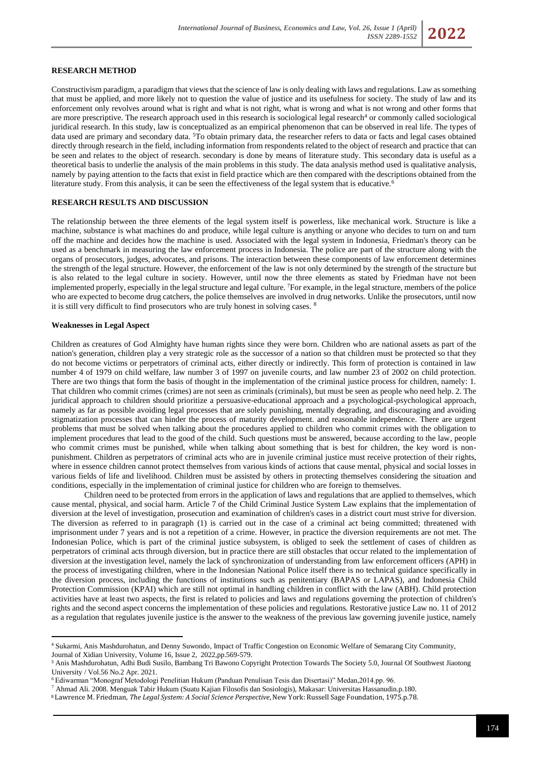**RESEARCH METHOD**

Constructivism paradigm, a paradigm that views that the science of law is only dealing with laws and regulations. Law as something that must be applied, and more likely not to question the value of justice and its usefulness for society. The study of law and its enforcement only revolves around what is right and what is not right, what is wrong and what is not wrong and other forms that are more prescriptive. The research approach used in this research is sociological legal research[4] or commonly called sociological juridical research. In this study, law is conceptualized as an empirical phenomenon that can be observed in real life. The types of data used are primary and secondary data. [5]To obtain primary data, the researcher refers to data or facts and legal cases obtained directly through research in the field, including information from respondents related to the object of research and practice that can be seen and relates to the object of research. secondary is done by means of literature study. This secondary data is useful as a theoretical basis to underlie the analysis of the main problems in this study. The data analysis method used is qualitative analysis, namely by paying attention to the facts that exist in field practice which are then compared with the descriptions obtained from the literature study. From this analysis, it can be seen the effectiveness of the legal system that is educative.[6]

**RESEARCH RESULTS AND DISCUSSION**

The relationship between the three elements of the legal system itself is powerless, like mechanical work. Structure is like a machine, substance is what machines do and produce, while legal culture is anything or anyone who decides to turn on and turn off the machine and decides how the machine is used. Associated with the legal system in Indonesia, Friedman's theory can be used as a benchmark in measuring the law enforcement process in Indonesia. The police are part of the structure along with the organs of prosecutors, judges, advocates, and prisons. The interaction between these components of law enforcement determines the strength of the legal structure. However, the enforcement of the law is not only determined by the strength of the structure but is also related to the legal culture in society. However, until now the three elements as stated by Friedman have not been implemented properly, especially in the legal structure and legal culture. [7]For example, in the legal structure, members of the police who are expected to become drug catchers, the police themselves are involved in drug networks. Unlike the prosecutors, until now it is still very difficult to find prosecutors who are truly honest in solving cases. [8]

**Weaknesses in Legal Aspect**

Children as creatures of God Almighty have human rights since they were born. Children who are national assets as part of the nation's generation, children play a very strategic role as the successor of a nation so that children must be protected so that they do not become victims or perpetrators of criminal acts, either directly or indirectly. This form of protection is contained in law number 4 of 1979 on child welfare, law number 3 of 1997 on juvenile courts, and law number 23 of 2002 on child protection. There are two things that form the basis of thought in the implementation of the criminal justice process for children, namely: 1. That children who commit crimes (crimes) are not seen as criminals (criminals), but must be seen as people who need help. 2. The juridical approach to children should prioritize a persuasive-educational approach and a psychological-psychological approach, namely as far as possible avoiding legal processes that are solely punishing, mentally degrading, and discouraging and avoiding stigmatization processes that can hinder the process of maturity development. and reasonable independence. There are urgent problems that must be solved when talking about the procedures applied to children who commit crimes with the obligation to implement procedures that lead to the good of the child. Such questions must be answered, because according to the law, people who commit crimes must be punished, while when talking about something that is best for children, the key word is non-punishment. Children as perpetrators of criminal acts who are in juvenile criminal justice must receive protection of their rights, where in essence children cannot protect themselves from various kinds of actions that cause mental, physical and social losses in various fields of life and livelihood. Children must be assisted by others in protecting themselves considering the situation and conditions, especially in the implementation of criminal justice for children who are foreign to themselves.

Children need to be protected from errors in the application of laws and regulations that are applied to themselves, which cause mental, physical, and social harm. Article 7 of the Child Criminal Justice System Law explains that the implementation of diversion at the level of investigation, prosecution and examination of children's cases in a district court must strive for diversion. The diversion as referred to in paragraph (1) is carried out in the case of a criminal act being committed; threatened with imprisonment under 7 years and is not a repetition of a crime. However, in practice the diversion requirements are not met. The Indonesian Police, which is part of the criminal justice subsystem, is obliged to seek the settlement of cases of children as perpetrators of criminal acts through diversion, but in practice there are still obstacles that occur related to the implementation of diversion at the investigation level, namely the lack of synchronization of understanding from law enforcement officers (APH) in the process of investigating children, where in the Indonesian National Police itself there is no technical guidance specifically in the diversion process, including the functions of institutions such as penitentiary (BAPAS or LAPAS), and Indonesia Child Protection Commission (KPAI) which are still not optimal in handling children in conflict with the law (ABH). Child protection activities have at least two aspects, the first is related to policies and laws and regulations governing the protection of children's rights and the second aspect concerns the implementation of these policies and regulations. Restorative justice Law no. 11 of 2012 as a regulation that regulates juvenile justice is the answer to the weakness of the previous law governing juvenile justice, namely

---

[4] Sukarmi, Anis Mashdurohatun, and Denny Suwondo, Impact of Traffic Congestion on Economic Welfare of Semarang City Community, Journal of Xidian University, Volume 16, Issue 2, 2022,pp.569-579.

[5] Anis Mashdurohatun, Adhi Budi Susilo, Bambang Tri Bawono Copyright Protection Towards The Society 5.0, Journal Of Southwest Jiaotong University / Vol.56 No.2 Apr. 2021.

[6] Ediwarman "Monograf Metodologi Penelitian Hukum (Panduan Penulisan Tesis dan Disertasi)" Medan,2014.pp. 96.

[7] Ahmad Ali. 2008. Menguak Tabir Hukum (Suatu Kajian Filosofis dan Sosiologis), Makasar: Universitas Hassanudin.p.180.

[8] Lawrence M. Friedman, *The Legal System: A Social Science Perspective*, New York: Russell Sage Foundation, 1975.p.78.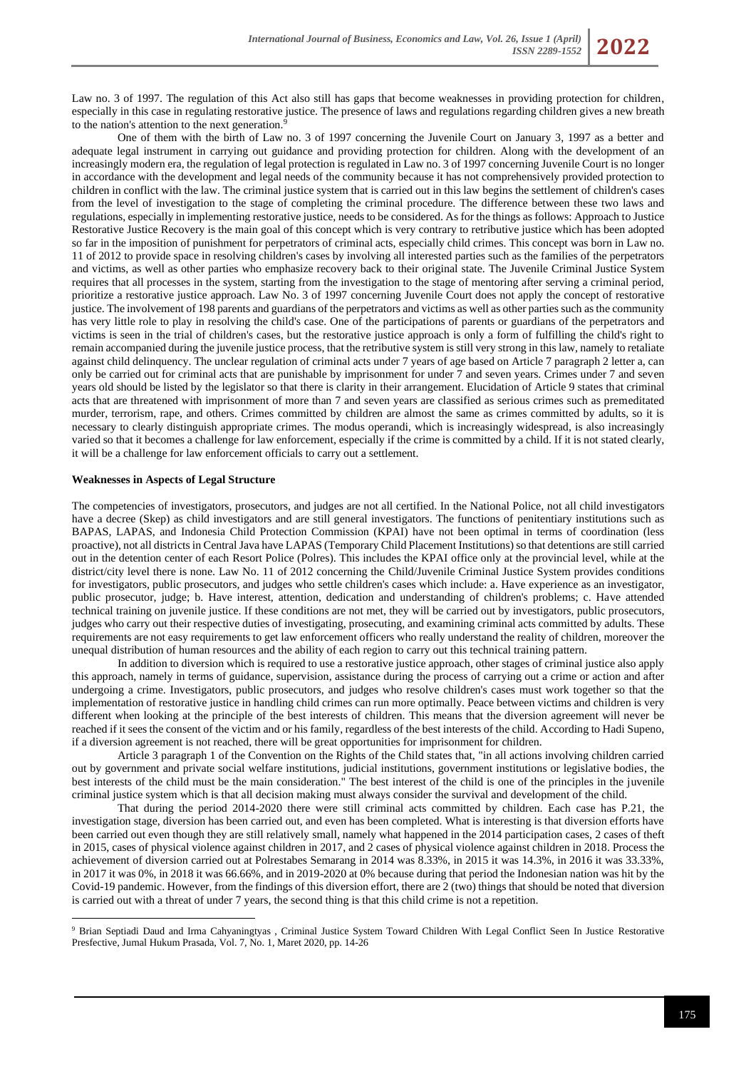Law no. 3 of 1997. The regulation of this Act also still has gaps that become weaknesses in providing protection for children, especially in this case in regulating restorative justice. The presence of laws and regulations regarding children gives a new breath to the nation's attention to the next generation.[9]

One of them with the birth of Law no. 3 of 1997 concerning the Juvenile Court on January 3, 1997 as a better and adequate legal instrument in carrying out guidance and providing protection for children. Along with the development of an increasingly modern era, the regulation of legal protection is regulated in Law no. 3 of 1997 concerning Juvenile Court is no longer in accordance with the development and legal needs of the community because it has not comprehensively provided protection to children in conflict with the law. The criminal justice system that is carried out in this law begins the settlement of children's cases from the level of investigation to the stage of completing the criminal procedure. The difference between these two laws and regulations, especially in implementing restorative justice, needs to be considered. As for the things as follows: Approach to Justice Restorative Justice Recovery is the main goal of this concept which is very contrary to retributive justice which has been adopted so far in the imposition of punishment for perpetrators of criminal acts, especially child crimes. This concept was born in Law no. 11 of 2012 to provide space in resolving children's cases by involving all interested parties such as the families of the perpetrators and victims, as well as other parties who emphasize recovery back to their original state. The Juvenile Criminal Justice System requires that all processes in the system, starting from the investigation to the stage of mentoring after serving a criminal period, prioritize a restorative justice approach. Law No. 3 of 1997 concerning Juvenile Court does not apply the concept of restorative justice. The involvement of 198 parents and guardians of the perpetrators and victims as well as other parties such as the community has very little role to play in resolving the child's case. One of the participations of parents or guardians of the perpetrators and victims is seen in the trial of children's cases, but the restorative justice approach is only a form of fulfilling the child's right to remain accompanied during the juvenile justice process, that the retributive system is still very strong in this law, namely to retaliate against child delinquency. The unclear regulation of criminal acts under 7 years of age based on Article 7 paragraph 2 letter a, can only be carried out for criminal acts that are punishable by imprisonment for under 7 and seven years. Crimes under 7 and seven years old should be listed by the legislator so that there is clarity in their arrangement. Elucidation of Article 9 states that criminal acts that are threatened with imprisonment of more than 7 and seven years are classified as serious crimes such as premeditated murder, terrorism, rape, and others. Crimes committed by children are almost the same as crimes committed by adults, so it is necessary to clearly distinguish appropriate crimes. The modus operandi, which is increasingly widespread, is also increasingly varied so that it becomes a challenge for law enforcement, especially if the crime is committed by a child. If it is not stated clearly, it will be a challenge for law enforcement officials to carry out a settlement.

**Weaknesses in Aspects of Legal Structure**

The competencies of investigators, prosecutors, and judges are not all certified. In the National Police, not all child investigators have a decree (Skep) as child investigators and are still general investigators. The functions of penitentiary institutions such as BAPAS, LAPAS, and Indonesia Child Protection Commission (KPAI) have not been optimal in terms of coordination (less proactive), not all districts in Central Java have LAPAS (Temporary Child Placement Institutions) so that detentions are still carried out in the detention center of each Resort Police (Polres). This includes the KPAI office only at the provincial level, while at the district/city level there is none. Law No. 11 of 2012 concerning the Child/Juvenile Criminal Justice System provides conditions for investigators, public prosecutors, and judges who settle children's cases which include: a. Have experience as an investigator, public prosecutor, judge; b. Have interest, attention, dedication and understanding of children's problems; c. Have attended technical training on juvenile justice. If these conditions are not met, they will be carried out by investigators, public prosecutors, judges who carry out their respective duties of investigating, prosecuting, and examining criminal acts committed by adults. These requirements are not easy requirements to get law enforcement officers who really understand the reality of children, moreover the unequal distribution of human resources and the ability of each region to carry out this technical training pattern.

In addition to diversion which is required to use a restorative justice approach, other stages of criminal justice also apply this approach, namely in terms of guidance, supervision, assistance during the process of carrying out a crime or action and after undergoing a crime. Investigators, public prosecutors, and judges who resolve children's cases must work together so that the implementation of restorative justice in handling child crimes can run more optimally. Peace between victims and children is very different when looking at the principle of the best interests of children. This means that the diversion agreement will never be reached if it sees the consent of the victim and or his family, regardless of the best interests of the child. According to Hadi Supeno, if a diversion agreement is not reached, there will be great opportunities for imprisonment for children.

Article 3 paragraph 1 of the Convention on the Rights of the Child states that, "in all actions involving children carried out by government and private social welfare institutions, judicial institutions, government institutions or legislative bodies, the best interests of the child must be the main consideration." The best interest of the child is one of the principles in the juvenile criminal justice system which is that all decision making must always consider the survival and development of the child.

That during the period 2014-2020 there were still criminal acts committed by children. Each case has P.21, the investigation stage, diversion has been carried out, and even has been completed. What is interesting is that diversion efforts have been carried out even though they are still relatively small, namely what happened in the 2014 participation cases, 2 cases of theft in 2015, cases of physical violence against children in 2017, and 2 cases of physical violence against children in 2018. Process the achievement of diversion carried out at Polrestabes Semarang in 2014 was 8.33%, in 2015 it was 14.3%, in 2016 it was 33.33%, in 2017 it was 0%, in 2018 it was 66.66%, and in 2019-2020 at 0% because during that period the Indonesian nation was hit by the Covid-19 pandemic. However, from the findings of this diversion effort, there are 2 (two) things that should be noted that diversion is carried out with a threat of under 7 years, the second thing is that this child crime is not a repetition.

[9] Brian Septiadi Daud and Irma Cahyaningtyas , Criminal Justice System Toward Children With Legal Conflict Seen In Justice Restorative Presfective, Jurnal Hukum Prasada, Vol. 7, No. 1, Maret 2020, pp. 14-26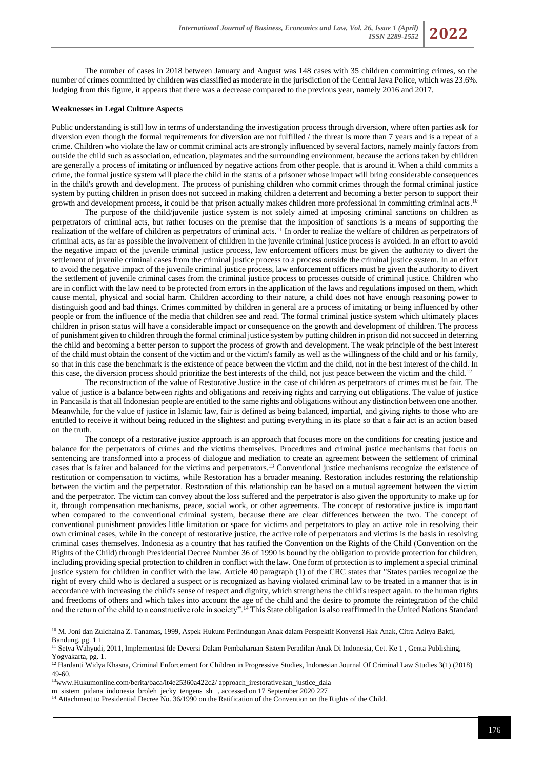The number of cases in 2018 between January and August was 148 cases with 35 children committing crimes, so the number of crimes committed by children was classified as moderate in the jurisdiction of the Central Java Police, which was 23.6%. Judging from this figure, it appears that there was a decrease compared to the previous year, namely 2016 and 2017.

**Weaknesses in Legal Culture Aspects**

Public understanding is still low in terms of understanding the investigation process through diversion, where often parties ask for diversion even though the formal requirements for diversion are not fulfilled / the threat is more than 7 years and is a repeat of a crime. Children who violate the law or commit criminal acts are strongly influenced by several factors, namely mainly factors from outside the child such as association, education, playmates and the surrounding environment, because the actions taken by children are generally a process of imitating or influenced by negative actions from other people. that is around it. When a child commits a crime, the formal justice system will place the child in the status of a prisoner whose impact will bring considerable consequences in the child's growth and development. The process of punishing children who commit crimes through the formal criminal justice system by putting children in prison does not succeed in making children a deterrent and becoming a better person to support their growth and development process, it could be that prison actually makes children more professional in committing criminal acts.[10]

The purpose of the child/juvenile justice system is not solely aimed at imposing criminal sanctions on children as perpetrators of criminal acts, but rather focuses on the premise that the imposition of sanctions is a means of supporting the realization of the welfare of children as perpetrators of criminal acts.[11] In order to realize the welfare of children as perpetrators of criminal acts, as far as possible the involvement of children in the juvenile criminal justice process is avoided. In an effort to avoid the negative impact of the juvenile criminal justice process, law enforcement officers must be given the authority to divert the settlement of juvenile criminal cases from the criminal justice process to a process outside the criminal justice system. In an effort to avoid the negative impact of the juvenile criminal justice process, law enforcement officers must be given the authority to divert the settlement of juvenile criminal cases from the criminal justice process to processes outside of criminal justice. Children who are in conflict with the law need to be protected from errors in the application of the laws and regulations imposed on them, which cause mental, physical and social harm. Children according to their nature, a child does not have enough reasoning power to distinguish good and bad things. Crimes committed by children in general are a process of imitating or being influenced by other people or from the influence of the media that children see and read. The formal criminal justice system which ultimately places children in prison status will have a considerable impact or consequence on the growth and development of children. The process of punishment given to children through the formal criminal justice system by putting children in prison did not succeed in deterring the child and becoming a better person to support the process of growth and development. The weak principle of the best interest of the child must obtain the consent of the victim and or the victim's family as well as the willingness of the child and or his family, so that in this case the benchmark is the existence of peace between the victim and the child, not in the best interest of the child. In this case, the diversion process should prioritize the best interests of the child, not just peace between the victim and the child.[12]

The reconstruction of the value of Restorative Justice in the case of children as perpetrators of crimes must be fair. The value of justice is a balance between rights and obligations and receiving rights and carrying out obligations. The value of justice in Pancasila is that all Indonesian people are entitled to the same rights and obligations without any distinction between one another. Meanwhile, for the value of justice in Islamic law, fair is defined as being balanced, impartial, and giving rights to those who are entitled to receive it without being reduced in the slightest and putting everything in its place so that a fair act is an action based on the truth.

The concept of a restorative justice approach is an approach that focuses more on the conditions for creating justice and balance for the perpetrators of crimes and the victims themselves. Procedures and criminal justice mechanisms that focus on sentencing are transformed into a process of dialogue and mediation to create an agreement between the settlement of criminal cases that is fairer and balanced for the victims and perpetrators.[13] Conventional justice mechanisms recognize the existence of restitution or compensation to victims, while Restoration has a broader meaning. Restoration includes restoring the relationship between the victim and the perpetrator. Restoration of this relationship can be based on a mutual agreement between the victim and the perpetrator. The victim can convey about the loss suffered and the perpetrator is also given the opportunity to make up for it, through compensation mechanisms, peace, social work, or other agreements. The concept of restorative justice is important when compared to the conventional criminal system, because there are clear differences between the two. The concept of conventional punishment provides little limitation or space for victims and perpetrators to play an active role in resolving their own criminal cases, while in the concept of restorative justice, the active role of perpetrators and victims is the basis in resolving criminal cases themselves. Indonesia as a country that has ratified the Convention on the Rights of the Child (Convention on the Rights of the Child) through Presidential Decree Number 36 of 1990 is bound by the obligation to provide protection for children, including providing special protection to children in conflict with the law. One form of protection is to implement a special criminal justice system for children in conflict with the law. Article 40 paragraph (1) of the CRC states that "States parties recognize the right of every child who is declared a suspect or is recognized as having violated criminal law to be treated in a manner that is in accordance with increasing the child's sense of respect and dignity, which strengthens the child's respect again. to the human rights and freedoms of others and which takes into account the age of the child and the desire to promote the reintegration of the child and the return of the child to a constructive role in society".[14] This State obligation is also reaffirmed in the United Nations Standard

---

[10] M. Joni dan Zulchaina Z. Tanamas, 1999, Aspek Hukum Perlindungan Anak dalam Perspektif Konvensi Hak Anak, Citra Aditya Bakti, Bandung, pg. 1 1

[11] Setya Wahyudi, 2011, Implementasi Ide Deversi Dalam Pembaharuan Sistem Peradilan Anak Di Indonesia, Cet. Ke 1 , Genta Publishing, Yogyakarta, pg. 1.

[12] Hardanti Widya Khasna, Criminal Enforcement for Children in Progressive Studies, Indonesian Journal Of Criminal Law Studies 3(1) (2018) 49-60.

[13] www.Hukumonline.com/berita/baca/it4e25360a422c2/ approach_irestorativekan_justice_dalam_sistem_pidana_indonesia_broleh_jecky_tengens_sh_ , accessed on 17 September 2020 227

[14] Attachment to Presidential Decree No. 36/1990 on the Ratification of the Convention on the Rights of the Child.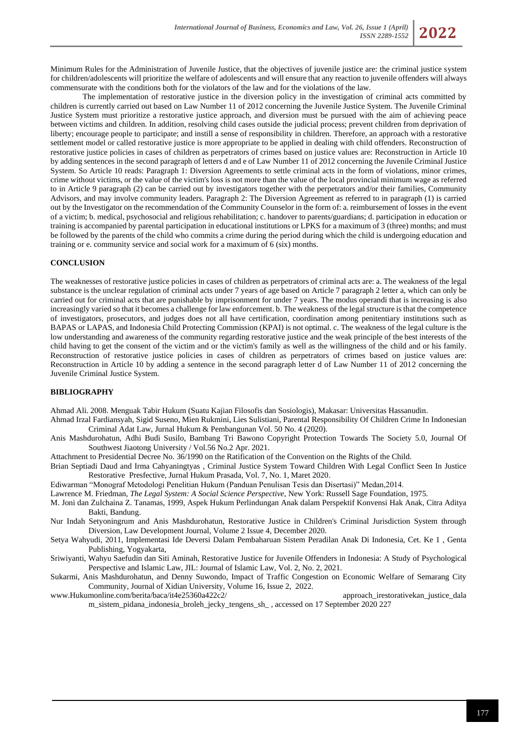Minimum Rules for the Administration of Juvenile Justice, that the objectives of juvenile justice are: the criminal justice system for children/adolescents will prioritize the welfare of adolescents and will ensure that any reaction to juvenile offenders will always commensurate with the conditions both for the violators of the law and for the violations of the law.

The implementation of restorative justice in the diversion policy in the investigation of criminal acts committed by children is currently carried out based on Law Number 11 of 2012 concerning the Juvenile Justice System. The Juvenile Criminal Justice System must prioritize a restorative justice approach, and diversion must be pursued with the aim of achieving peace between victims and children. In addition, resolving child cases outside the judicial process; prevent children from deprivation of liberty; encourage people to participate; and instill a sense of responsibility in children. Therefore, an approach with a restorative settlement model or called restorative justice is more appropriate to be applied in dealing with child offenders. Reconstruction of restorative justice policies in cases of children as perpetrators of crimes based on justice values are: Reconstruction in Article 10 by adding sentences in the second paragraph of letters d and e of Law Number 11 of 2012 concerning the Juvenile Criminal Justice System. So Article 10 reads: Paragraph 1: Diversion Agreements to settle criminal acts in the form of violations, minor crimes, crime without victims, or the value of the victim's loss is not more than the value of the local provincial minimum wage as referred to in Article 9 paragraph (2) can be carried out by investigators together with the perpetrators and/or their families, Community Advisors, and may involve community leaders. Paragraph 2: The Diversion Agreement as referred to in paragraph (1) is carried out by the Investigator on the recommendation of the Community Counselor in the form of: a. reimbursement of losses in the event of a victim; b. medical, psychosocial and religious rehabilitation; c. handover to parents/guardians; d. participation in education or training is accompanied by parental participation in educational institutions or LPKS for a maximum of 3 (three) months; and must be followed by the parents of the child who commits a crime during the period during which the child is undergoing education and training or e. community service and social work for a maximum of 6 (six) months.

## CONCLUSION

The weaknesses of restorative justice policies in cases of children as perpetrators of criminal acts are: a. The weakness of the legal substance is the unclear regulation of criminal acts under 7 years of age based on Article 7 paragraph 2 letter a, which can only be carried out for criminal acts that are punishable by imprisonment for under 7 years. The modus operandi that is increasing is also increasingly varied so that it becomes a challenge for law enforcement. b. The weakness of the legal structure is that the competence of investigators, prosecutors, and judges does not all have certification, coordination among penitentiary institutions such as BAPAS or LAPAS, and Indonesia Child Protecting Commission (KPAI) is not optimal. c. The weakness of the legal culture is the low understanding and awareness of the community regarding restorative justice and the weak principle of the best interests of the child having to get the consent of the victim and or the victim's family as well as the willingness of the child and or his family. Reconstruction of restorative justice policies in cases of children as perpetrators of crimes based on justice values are: Reconstruction in Article 10 by adding a sentence in the second paragraph letter d of Law Number 11 of 2012 concerning the Juvenile Criminal Justice System.

## BIBLIOGRAPHY

Ahmad Ali. 2008. Menguak Tabir Hukum (Suatu Kajian Filosofis dan Sosiologis), Makasar: Universitas Hassanudin.

Ahmad Irzal Fardiansyah, Sigid Suseno, Mien Rukmini, Lies Sulistiani, Parental Responsibility Of Children Crime In Indonesian Criminal Adat Law, Jurnal Hukum & Pembangunan Vol. 50 No. 4 (2020).

Anis Mashdurohatun, Adhi Budi Susilo, Bambang Tri Bawono Copyright Protection Towards The Society 5.0, Journal Of Southwest Jiaotong University / Vol.56 No.2 Apr. 2021.

Attachment to Presidential Decree No. 36/1990 on the Ratification of the Convention on the Rights of the Child.

Brian Septiadi Daud and Irma Cahyaningtyas , Criminal Justice System Toward Children With Legal Conflict Seen In Justice Restorative Presfective, Jurnal Hukum Prasada, Vol. 7, No. 1, Maret 2020.

Ediwarman "Monograf Metodologi Penelitian Hukum (Panduan Penulisan Tesis dan Disertasi)" Medan,2014.

Lawrence M. Friedman, *The Legal System: A Social Science Perspective*, New York: Russell Sage Foundation, 1975.

M. Joni dan Zulchaina Z. Tanamas, 1999, Aspek Hukum Perlindungan Anak dalam Perspektif Konvensi Hak Anak, Citra Aditya Bakti, Bandung.

Nur Indah Setyoningrum and Anis Mashdurohatun, Restorative Justice in Children's Criminal Jurisdiction System through Diversion, Law Development Journal, Volume 2 Issue 4, December 2020.

Setya Wahyudi, 2011, Implementasi Ide Deversi Dalam Pembaharuan Sistem Peradilan Anak Di Indonesia, Cet. Ke 1 , Genta Publishing, Yogyakarta,

Sriwiyanti, Wahyu Saefudin dan Siti Aminah, Restorative Justice for Juvenile Offenders in Indonesia: A Study of Psychological Perspective and Islamic Law, JIL: Journal of Islamic Law, Vol. 2, No. 2, 2021.

Sukarmi, Anis Mashdurohatun, and Denny Suwondo, Impact of Traffic Congestion on Economic Welfare of Semarang City Community, Journal of Xidian University, Volume 16, Issue 2, 2022.

www.Hukumonline.com/berita/baca/it4e25360a422c2/ approach_irestorativekan_justice_dalam_sistem_pidana_indonesia_broleh_jecky_tengens_sh_ , accessed on 17 September 2020 227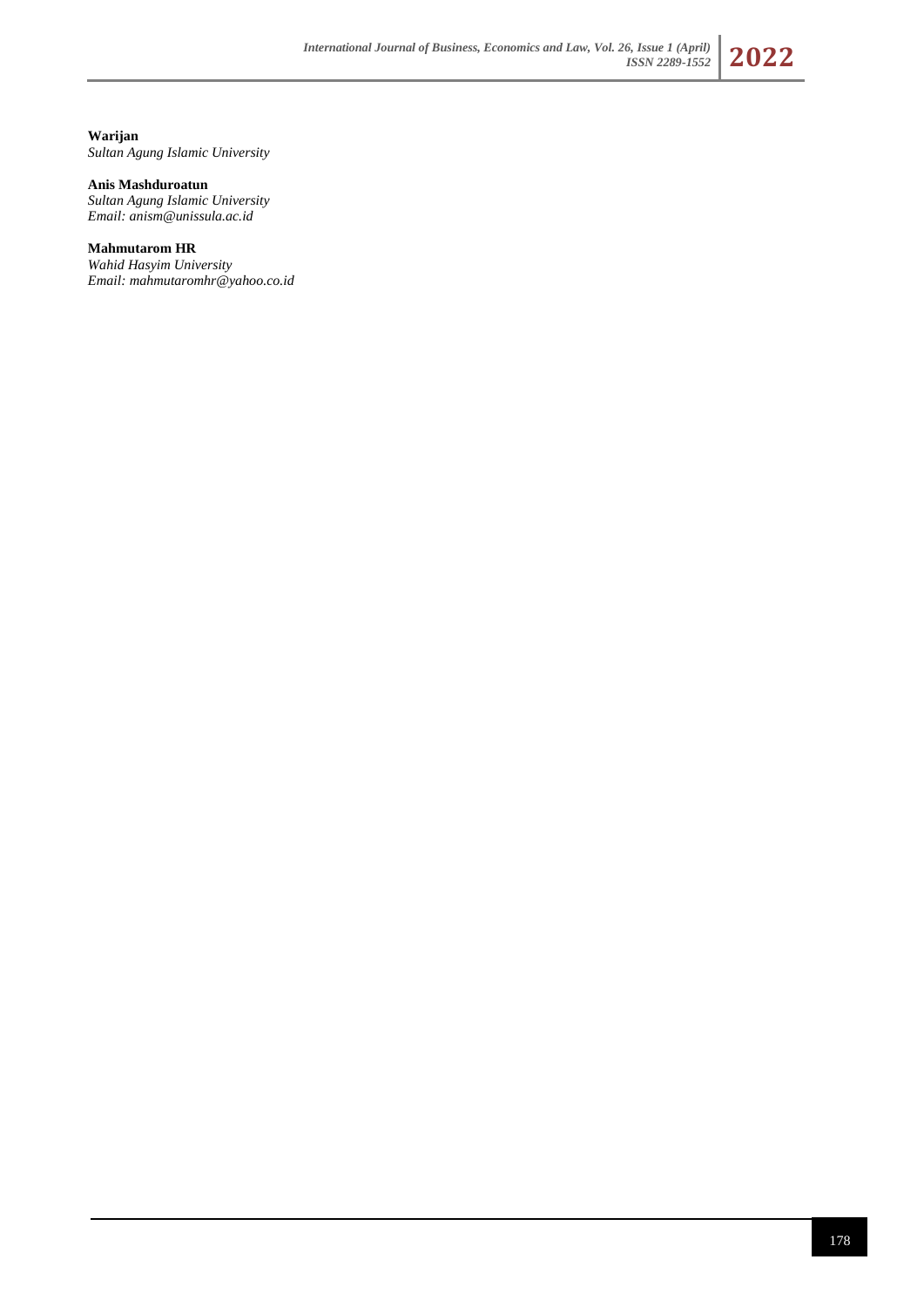**Warijan**
*Sultan Agung Islamic University*

**Anis Mashduroatun**
*Sultan Agung Islamic University*
*Email: anism@unissula.ac.id*

**Mahmutarom HR**
*Wahid Hasyim University*
*Email: mahmutaromhr@yahoo.co.id*